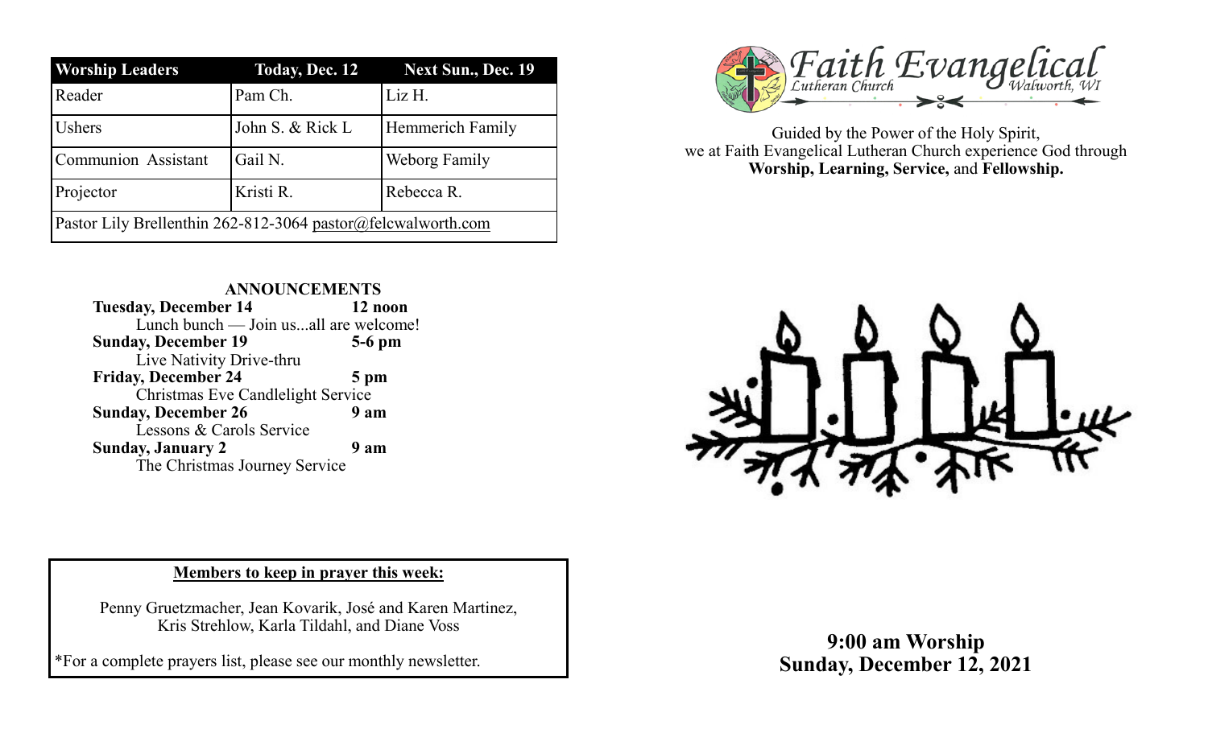| Worship Leaders | Today, Dec. 12 | Next Sun., Dec. 19 |
|---|---|---|
| Reader | Pam Ch. | Liz H. |
| Ushers | John S. & Rick L | Hemmerich Family |
| Communion Assistant | Gail N. | Weborg Family |
| Projector | Kristi R. | Rebecca R. |
| Pastor Lily Brellenthin 262-812-3064 pastor@felcwalworth.com | | |

## ANNOUNCEMENTS

**Tuesday, December 14** **12 noon**
Lunch bunch — Join us...all are welcome!

**Sunday, December 19** **5-6 pm**
Live Nativity Drive-thru

**Friday, December 24** **5 pm**
Christmas Eve Candlelight Service

**Sunday, December 26** **9 am**
Lessons & Carols Service

**Sunday, January 2** **9 am**
The Christmas Journey Service

**Members to keep in prayer this week:**

Penny Gruetzmacher, Jean Kovarik, José and Karen Martinez, Kris Strehlow, Karla Tildahl, and Diane Voss

*For a complete prayers list, please see our monthly newsletter.

# Faith Evangelical Lutheran Church Walworth, WI

Guided by the Power of the Holy Spirit, we at Faith Evangelical Lutheran Church experience God through **Worship, Learning, Service,** and **Fellowship.**

**9:00 am Worship**
**Sunday, December 12, 2021**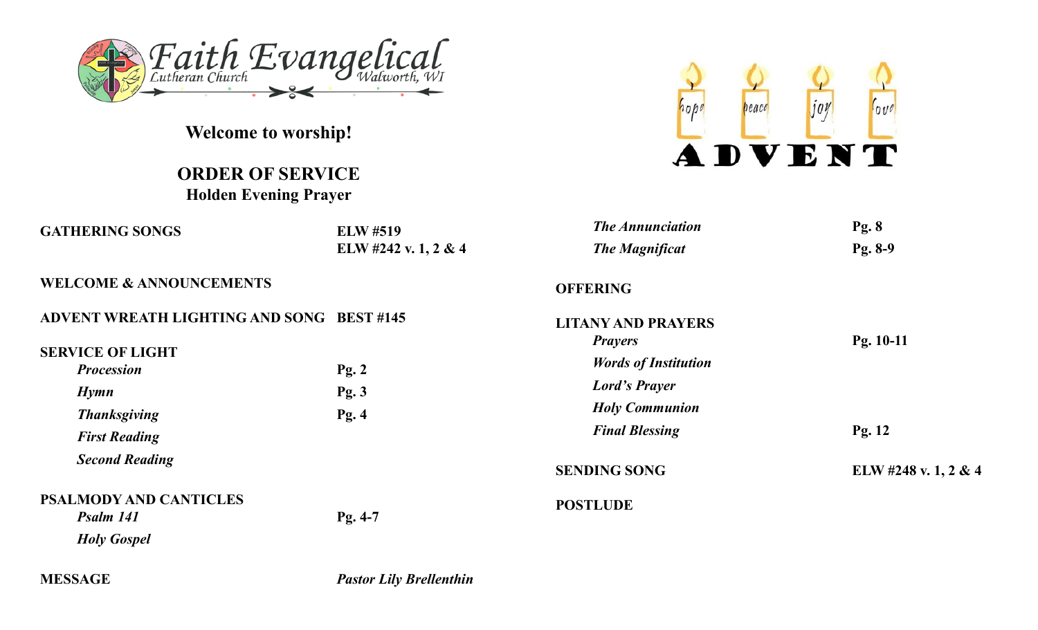Faith Evangelical Lutheran Church Walworth, WI

**Welcome to worship!**

## ORDER OF SERVICE

### Holden Evening Prayer

| | |
|---|---|
| **GATHERING SONGS** | **ELW #519** |
| | **ELW #242 v. 1, 2 & 4** |
| **WELCOME & ANNOUNCEMENTS** | |
| **ADVENT WREATH LIGHTING AND SONG** | **BEST #145** |
| **SERVICE OF LIGHT** | |
| ***Procession*** | **Pg. 2** |
| ***Hymn*** | **Pg. 3** |
| ***Thanksgiving*** | **Pg. 4** |
| ***First Reading*** | |
| ***Second Reading*** | |
| **PSALMODY AND CANTICLES** | |
| ***Psalm 141*** | **Pg. 4-7** |
| ***Holy Gospel*** | |
| **MESSAGE** | ***Pastor Lily Brellenthin*** |
| ***The Annunciation*** | **Pg. 8** |
| ***The Magnificat*** | **Pg. 8-9** |
| **OFFERING** | |
| **LITANY AND PRAYERS** | |
| ***Prayers*** | **Pg. 10-11** |
| ***Words of Institution*** | |
| ***Lord's Prayer*** | |
| ***Holy Communion*** | |
| ***Final Blessing*** | **Pg. 12** |
| **SENDING SONG** | **ELW #248 v. 1, 2 & 4** |
| **POSTLUDE** | |

hope peace joy love

ADVENT